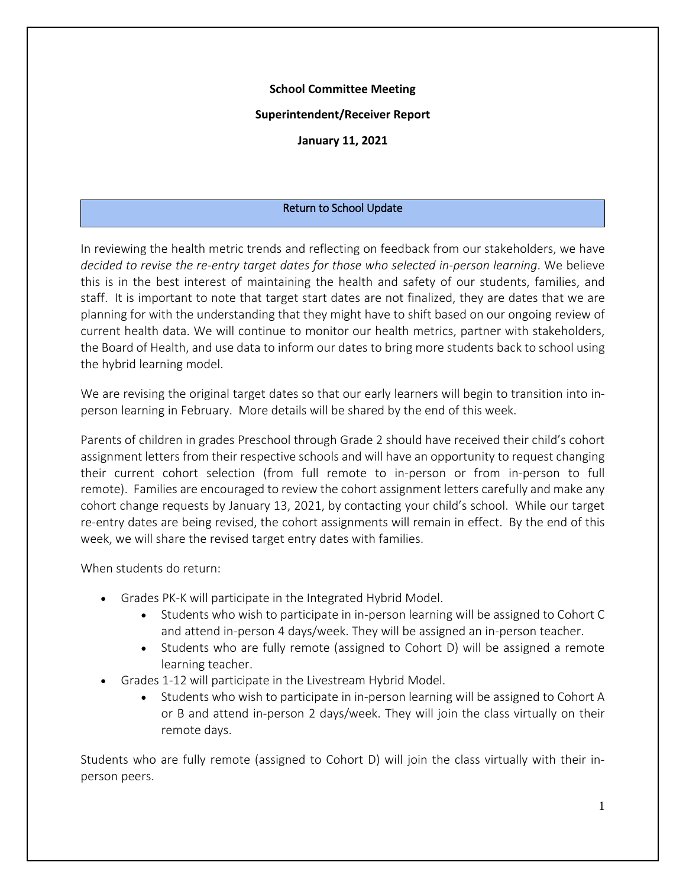**School Committee Meeting**

**Superintendent/Receiver Report**

**January 11, 2021**

## Return to School Update

In reviewing the health metric trends and reflecting on feedback from our stakeholders, we have *decided to revise the re-entry target dates for those who selected in-person learning*. We believe this is in the best interest of maintaining the health and safety of our students, families, and staff. It is important to note that target start dates are not finalized, they are dates that we are planning for with the understanding that they might have to shift based on our ongoing review of current health data. We will continue to monitor our health metrics, partner with stakeholders, the Board of Health, and use data to inform our dates to bring more students back to school using the hybrid learning model.

We are revising the original target dates so that our early learners will begin to transition into in-person learning in February. More details will be shared by the end of this week.

Parents of children in grades Preschool through Grade 2 should have received their child's cohort assignment letters from their respective schools and will have an opportunity to request changing their current cohort selection (from full remote to in-person or from in-person to full remote). Families are encouraged to review the cohort assignment letters carefully and make any cohort change requests by January 13, 2021, by contacting your child's school. While our target re-entry dates are being revised, the cohort assignments will remain in effect. By the end of this week, we will share the revised target entry dates with families.

When students do return:

- Grades PK-K will participate in the Integrated Hybrid Model.
  - Students who wish to participate in in-person learning will be assigned to Cohort C and attend in-person 4 days/week. They will be assigned an in-person teacher.
  - Students who are fully remote (assigned to Cohort D) will be assigned a remote learning teacher.
- Grades 1-12 will participate in the Livestream Hybrid Model.
  - Students who wish to participate in in-person learning will be assigned to Cohort A or B and attend in-person 2 days/week. They will join the class virtually on their remote days.

Students who are fully remote (assigned to Cohort D) will join the class virtually with their in-person peers.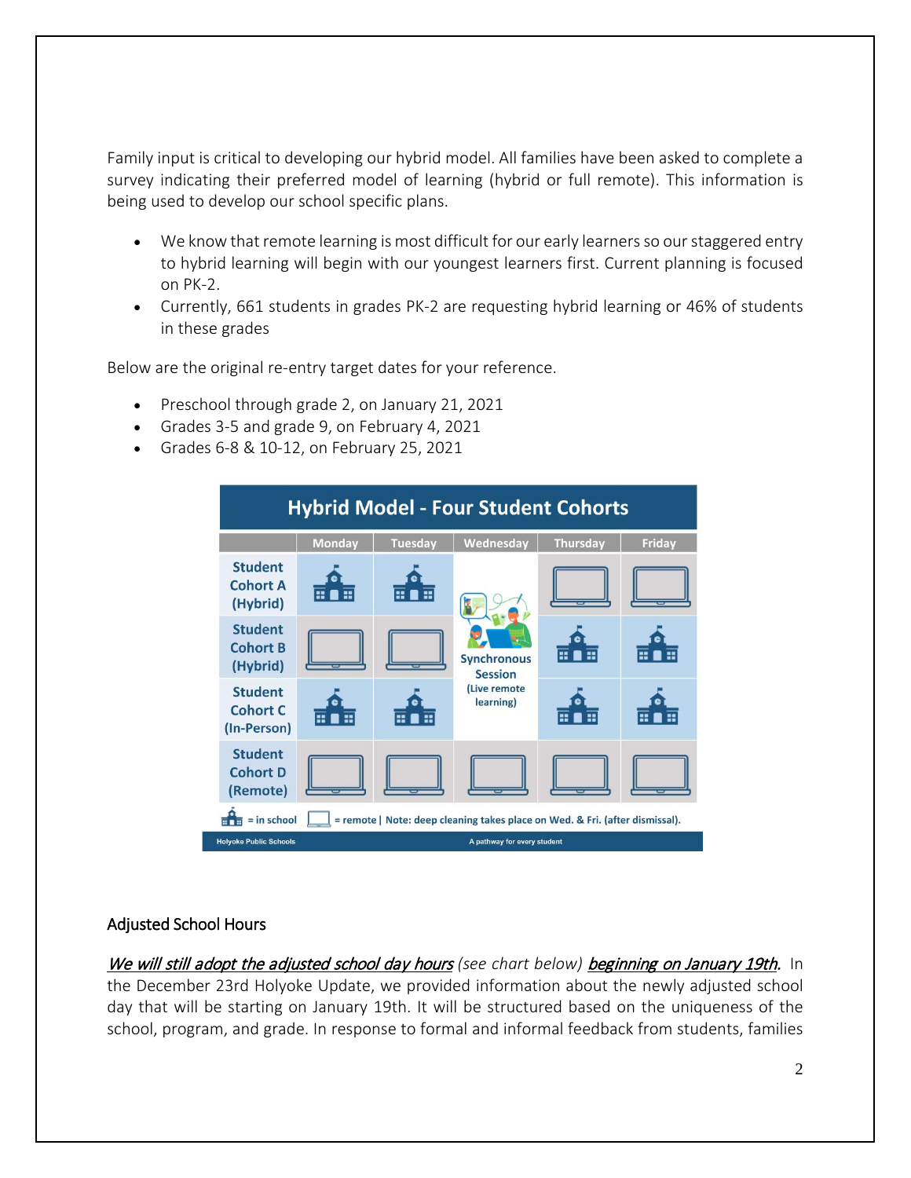Family input is critical to developing our hybrid model. All families have been asked to complete a survey indicating their preferred model of learning (hybrid or full remote). This information is being used to develop our school specific plans.

- We know that remote learning is most difficult for our early learners so our staggered entry to hybrid learning will begin with our youngest learners first. Current planning is focused on PK-2.
- Currently, 661 students in grades PK-2 are requesting hybrid learning or 46% of students in these grades

Below are the original re-entry target dates for your reference.

- Preschool through grade 2, on January 21, 2021
- Grades 3-5 and grade 9, on February 4, 2021
- Grades 6-8 & 10-12, on February 25, 2021

**Hybrid Model - Four Student Cohorts**

| | Monday | Tuesday | Wednesday | Thursday | Friday |
|---|---|---|---|---|---|
| Student Cohort A (Hybrid) | in school | in school | Synchronous Session (Live remote learning) | remote | remote |
| Student Cohort B (Hybrid) | remote | remote | Synchronous Session (Live remote learning) | in school | in school |
| Student Cohort C (In-Person) | in school | in school | Synchronous Session (Live remote learning) | in school | in school |
| Student Cohort D (Remote) | remote | remote | remote | remote | remote |

= in school | = remote | Note: deep cleaning takes place on Wed. & Fri. (after dismissal).

Holyoke Public Schools — A pathway for every student

## Adjusted School Hours

***We will still adopt the adjusted school day hours*** *(see chart below)* ***beginning on January 19th***. In the December 23rd Holyoke Update, we provided information about the newly adjusted school day that will be starting on January 19th. It will be structured based on the uniqueness of the school, program, and grade. In response to formal and informal feedback from students, families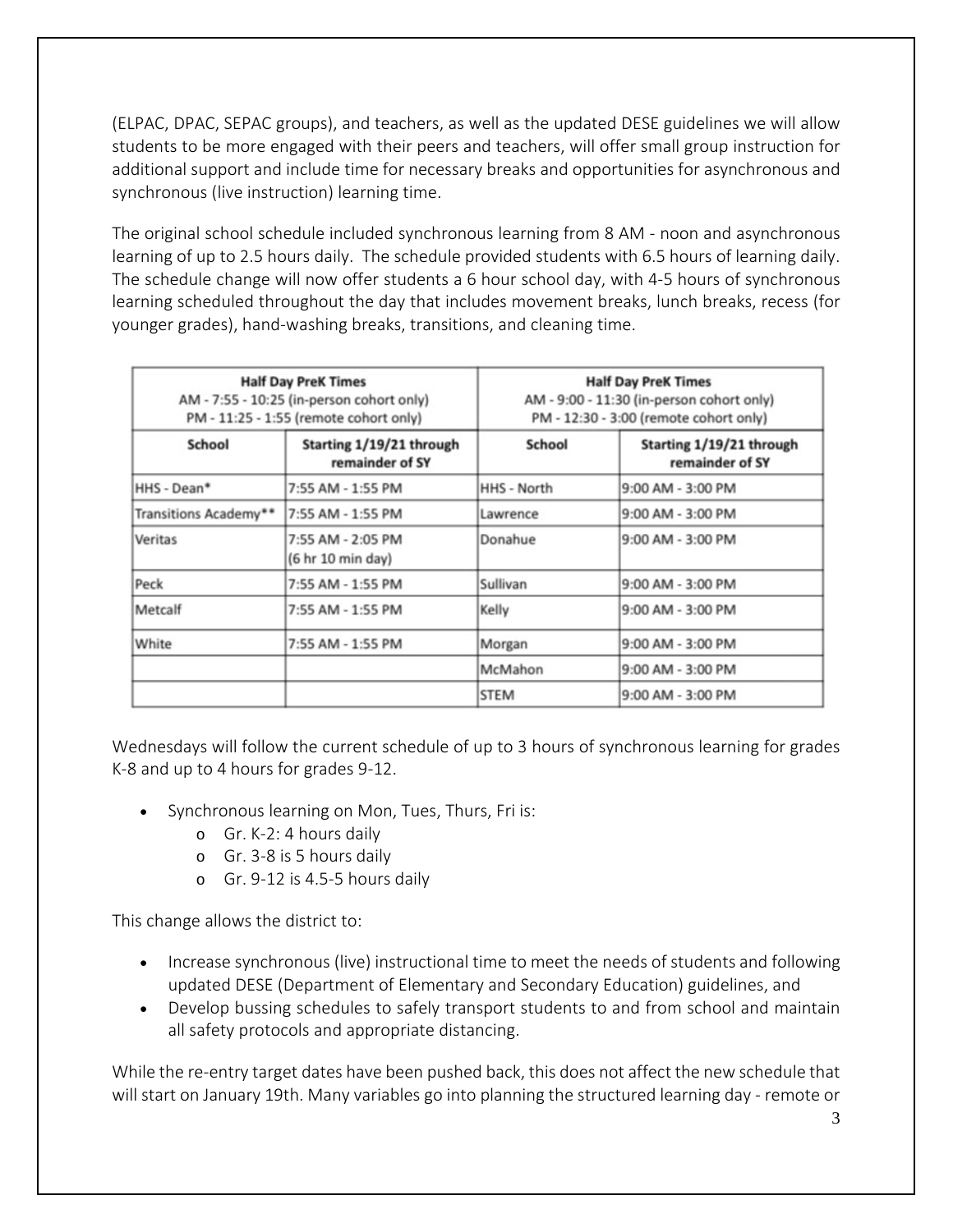(ELPAC, DPAC, SEPAC groups), and teachers, as well as the updated DESE guidelines we will allow students to be more engaged with their peers and teachers, will offer small group instruction for additional support and include time for necessary breaks and opportunities for asynchronous and synchronous (live instruction) learning time.

The original school schedule included synchronous learning from 8 AM - noon and asynchronous learning of up to 2.5 hours daily. The schedule provided students with 6.5 hours of learning daily. The schedule change will now offer students a 6 hour school day, with 4-5 hours of synchronous learning scheduled throughout the day that includes movement breaks, lunch breaks, recess (for younger grades), hand-washing breaks, transitions, and cleaning time.

| **Half Day PreK Times**<br>AM - 7:55 - 10:25 (in-person cohort only)<br>PM - 11:25 - 1:55 (remote cohort only) | | **Half Day PreK Times**<br>AM - 9:00 - 11:30 (in-person cohort only)<br>PM - 12:30 - 3:00 (remote cohort only) | |
|---|---|---|---|
| **School** | **Starting 1/19/21 through remainder of SY** | **School** | **Starting 1/19/21 through remainder of SY** |
| HHS - Dean* | 7:55 AM - 1:55 PM | HHS - North | 9:00 AM - 3:00 PM |
| Transitions Academy** | 7:55 AM - 1:55 PM | Lawrence | 9:00 AM - 3:00 PM |
| Veritas | 7:55 AM - 2:05 PM (6 hr 10 min day) | Donahue | 9:00 AM - 3:00 PM |
| Peck | 7:55 AM - 1:55 PM | Sullivan | 9:00 AM - 3:00 PM |
| Metcalf | 7:55 AM - 1:55 PM | Kelly | 9:00 AM - 3:00 PM |
| White | 7:55 AM - 1:55 PM | Morgan | 9:00 AM - 3:00 PM |
| | | McMahon | 9:00 AM - 3:00 PM |
| | | STEM | 9:00 AM - 3:00 PM |

Wednesdays will follow the current schedule of up to 3 hours of synchronous learning for grades K-8 and up to 4 hours for grades 9-12.

- Synchronous learning on Mon, Tues, Thurs, Fri is:
  - Gr. K-2: 4 hours daily
  - Gr. 3-8 is 5 hours daily
  - Gr. 9-12 is 4.5-5 hours daily

This change allows the district to:

- Increase synchronous (live) instructional time to meet the needs of students and following updated DESE (Department of Elementary and Secondary Education) guidelines, and
- Develop bussing schedules to safely transport students to and from school and maintain all safety protocols and appropriate distancing.

While the re-entry target dates have been pushed back, this does not affect the new schedule that will start on January 19th. Many variables go into planning the structured learning day - remote or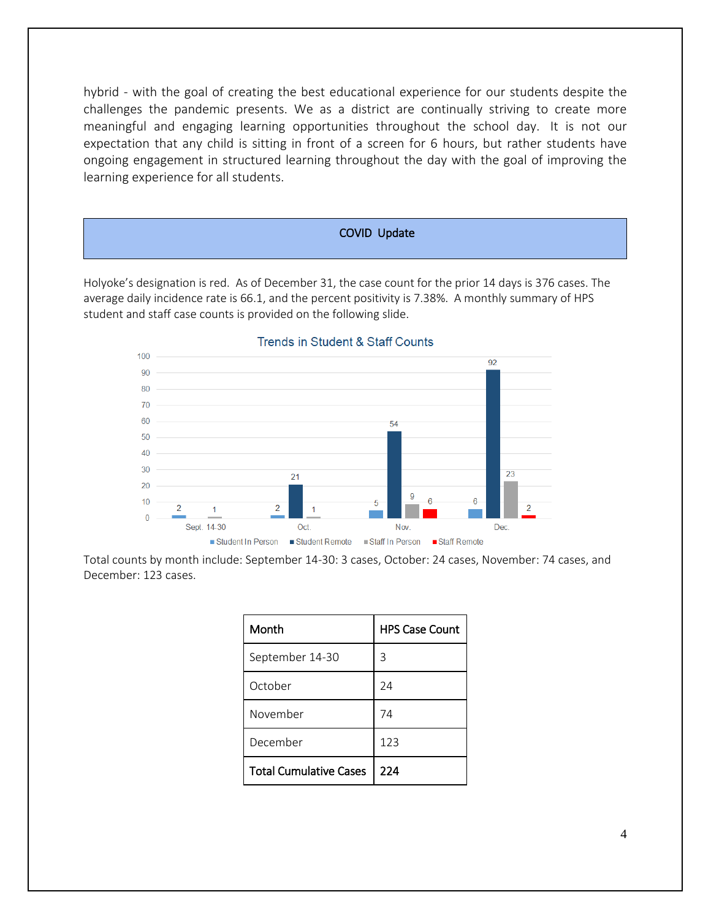hybrid - with the goal of creating the best educational experience for our students despite the challenges the pandemic presents. We as a district are continually striving to create more meaningful and engaging learning opportunities throughout the school day. It is not our expectation that any child is sitting in front of a screen for 6 hours, but rather students have ongoing engagement in structured learning throughout the day with the goal of improving the learning experience for all students.

## COVID Update

Holyoke's designation is red. As of December 31, the case count for the prior 14 days is 376 cases. The average daily incidence rate is 66.1, and the percent positivity is 7.38%. A monthly summary of HPS student and staff case counts is provided on the following slide.

**Trends in Student & Staff Counts**

| Month | Student In Person | Student Remote | Staff In Person | Staff Remote |
|---|---|---|---|---|
| Sept. 14-30 | 2 | | 1 | |
| Oct. | 2 | 21 | 1 | |
| Nov. | 5 | 54 | 9 | 6 |
| Dec. | 6 | 92 | 23 | 2 |

Total counts by month include: September 14-30: 3 cases, October: 24 cases, November: 74 cases, and December: 123 cases.

| Month | HPS Case Count |
|---|---|
| September 14-30 | 3 |
| October | 24 |
| November | 74 |
| December | 123 |
| **Total Cumulative Cases** | **224** |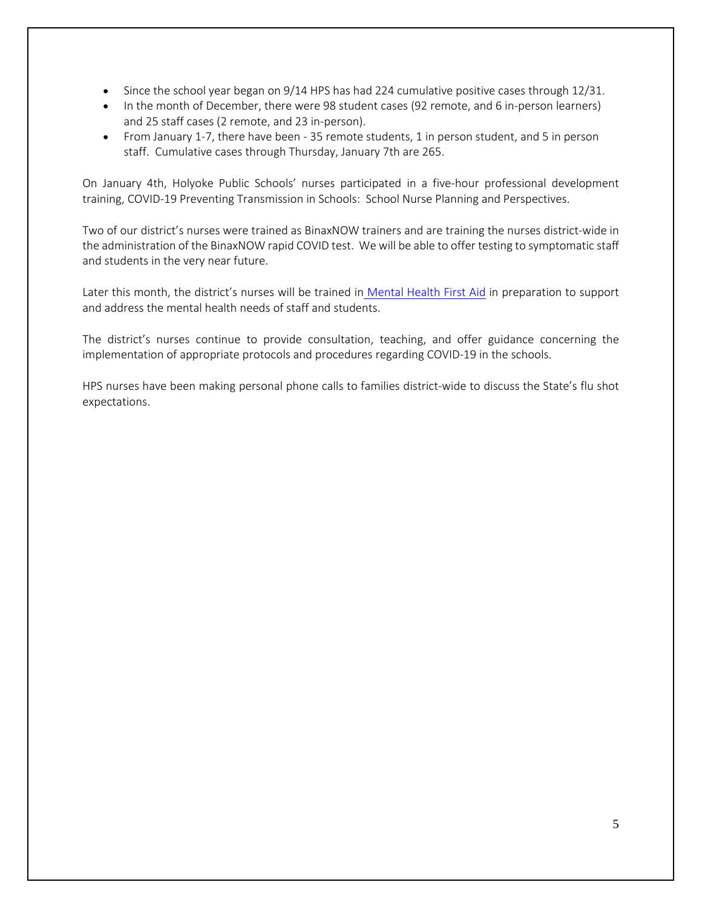- Since the school year began on 9/14 HPS has had 224 cumulative positive cases through 12/31.
- In the month of December, there were 98 student cases (92 remote, and 6 in-person learners) and 25 staff cases (2 remote, and 23 in-person).
- From January 1-7, there have been - 35 remote students, 1 in person student, and 5 in person staff. Cumulative cases through Thursday, January 7th are 265.

On January 4th, Holyoke Public Schools' nurses participated in a five-hour professional development training, COVID-19 Preventing Transmission in Schools: School Nurse Planning and Perspectives.

Two of our district's nurses were trained as BinaxNOW trainers and are training the nurses district-wide in the administration of the BinaxNOW rapid COVID test. We will be able to offer testing to symptomatic staff and students in the very near future.

Later this month, the district's nurses will be trained in Mental Health First Aid in preparation to support and address the mental health needs of staff and students.

The district's nurses continue to provide consultation, teaching, and offer guidance concerning the implementation of appropriate protocols and procedures regarding COVID-19 in the schools.

HPS nurses have been making personal phone calls to families district-wide to discuss the State's flu shot expectations.